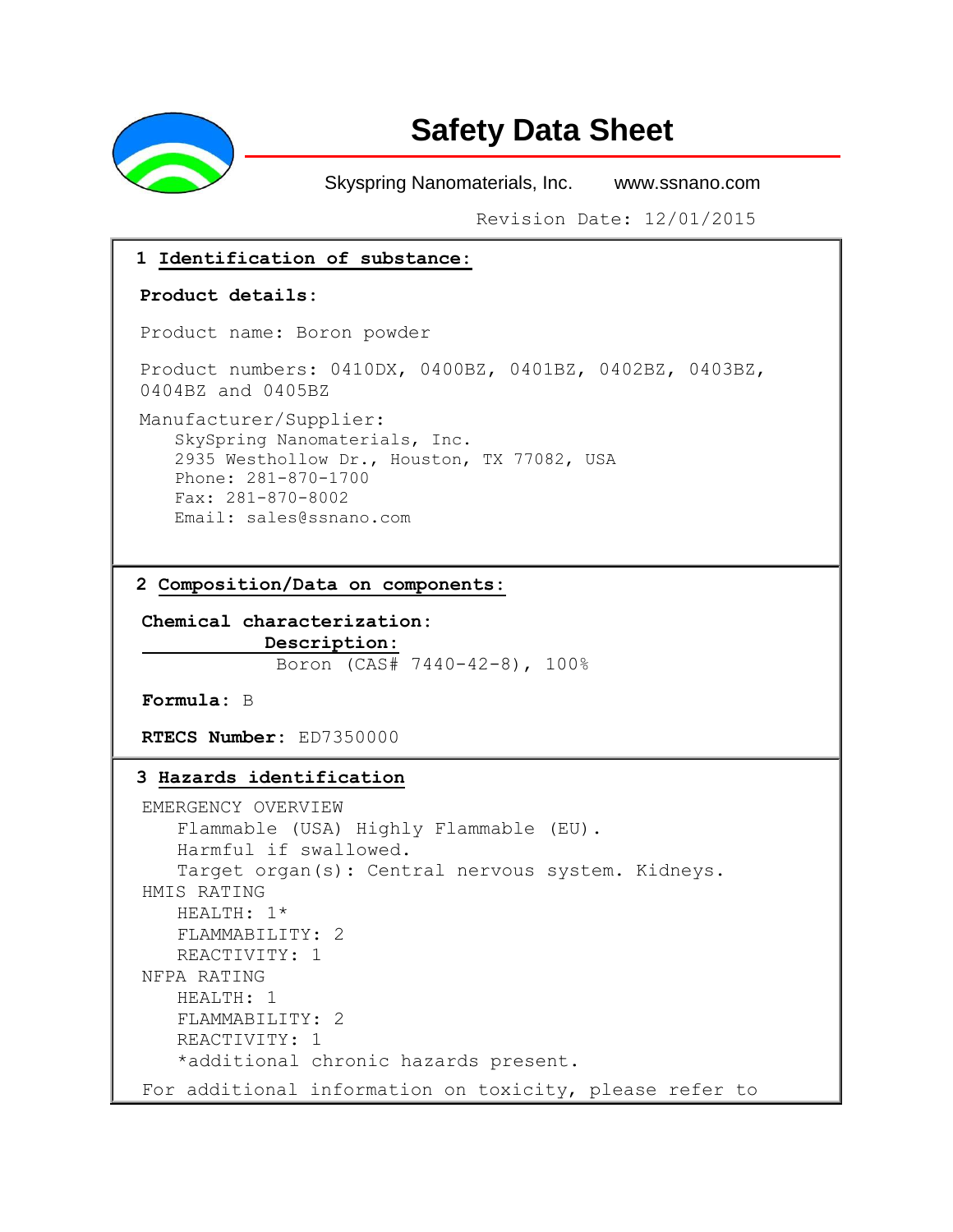# Safety Data Sheet

Skyspring Nanomaterials, Inc. www.ssnano.com

Revision Date: 12/01/2015

## 1 Identification of substance:

**Product details:**

Product name: Boron powder

Product numbers: 0410DX, 0400BZ, 0401BZ, 0402BZ, 0403BZ, 0404BZ and 0405BZ

Manufacturer/Supplier:
SkySpring Nanomaterials, Inc.
2935 Westhollow Dr., Houston, TX 77082, USA
Phone: 281-870-1700
Fax: 281-870-8002
Email: sales@ssnano.com

## 2 Composition/Data on components:

**Chemical characterization:**

**Description:**

Boron (CAS# 7440-42-8), 100%

**Formula**: B

**RTECS Number**: ED7350000

## 3 Hazards identification

EMERGENCY OVERVIEW
Flammable (USA) Highly Flammable (EU).
Harmful if swallowed.
Target organ(s): Central nervous system. Kidneys.

HMIS RATING
HEALTH: 1*
FLAMMABILITY: 2
REACTIVITY: 1

NFPA RATING
HEALTH: 1
FLAMMABILITY: 2
REACTIVITY: 1
*additional chronic hazards present.

For additional information on toxicity, please refer to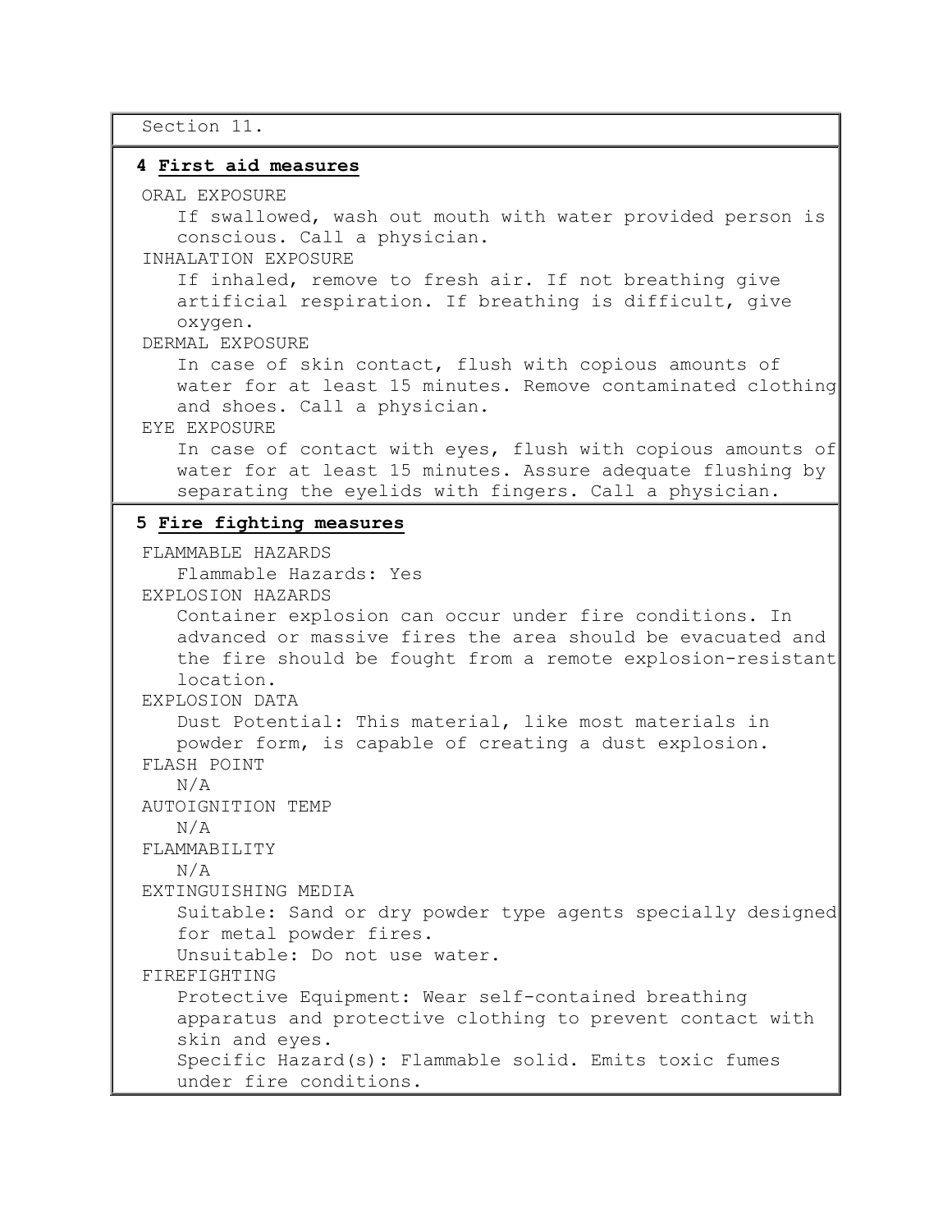Section 11.

## 4 First aid measures

ORAL EXPOSURE

If swallowed, wash out mouth with water provided person is conscious. Call a physician.

INHALATION EXPOSURE

If inhaled, remove to fresh air. If not breathing give artificial respiration. If breathing is difficult, give oxygen.

DERMAL EXPOSURE

In case of skin contact, flush with copious amounts of water for at least 15 minutes. Remove contaminated clothing and shoes. Call a physician.

EYE EXPOSURE

In case of contact with eyes, flush with copious amounts of water for at least 15 minutes. Assure adequate flushing by separating the eyelids with fingers. Call a physician.

## 5 Fire fighting measures

FLAMMABLE HAZARDS

Flammable Hazards: Yes

EXPLOSION HAZARDS

Container explosion can occur under fire conditions. In advanced or massive fires the area should be evacuated and the fire should be fought from a remote explosion-resistant location.

EXPLOSION DATA

Dust Potential: This material, like most materials in powder form, is capable of creating a dust explosion.

FLASH POINT

N/A

AUTOIGNITION TEMP

N/A

FLAMMABILITY

N/A

EXTINGUISHING MEDIA

Suitable: Sand or dry powder type agents specially designed for metal powder fires.

Unsuitable: Do not use water.

FIREFIGHTING

Protective Equipment: Wear self-contained breathing apparatus and protective clothing to prevent contact with skin and eyes.

Specific Hazard(s): Flammable solid. Emits toxic fumes under fire conditions.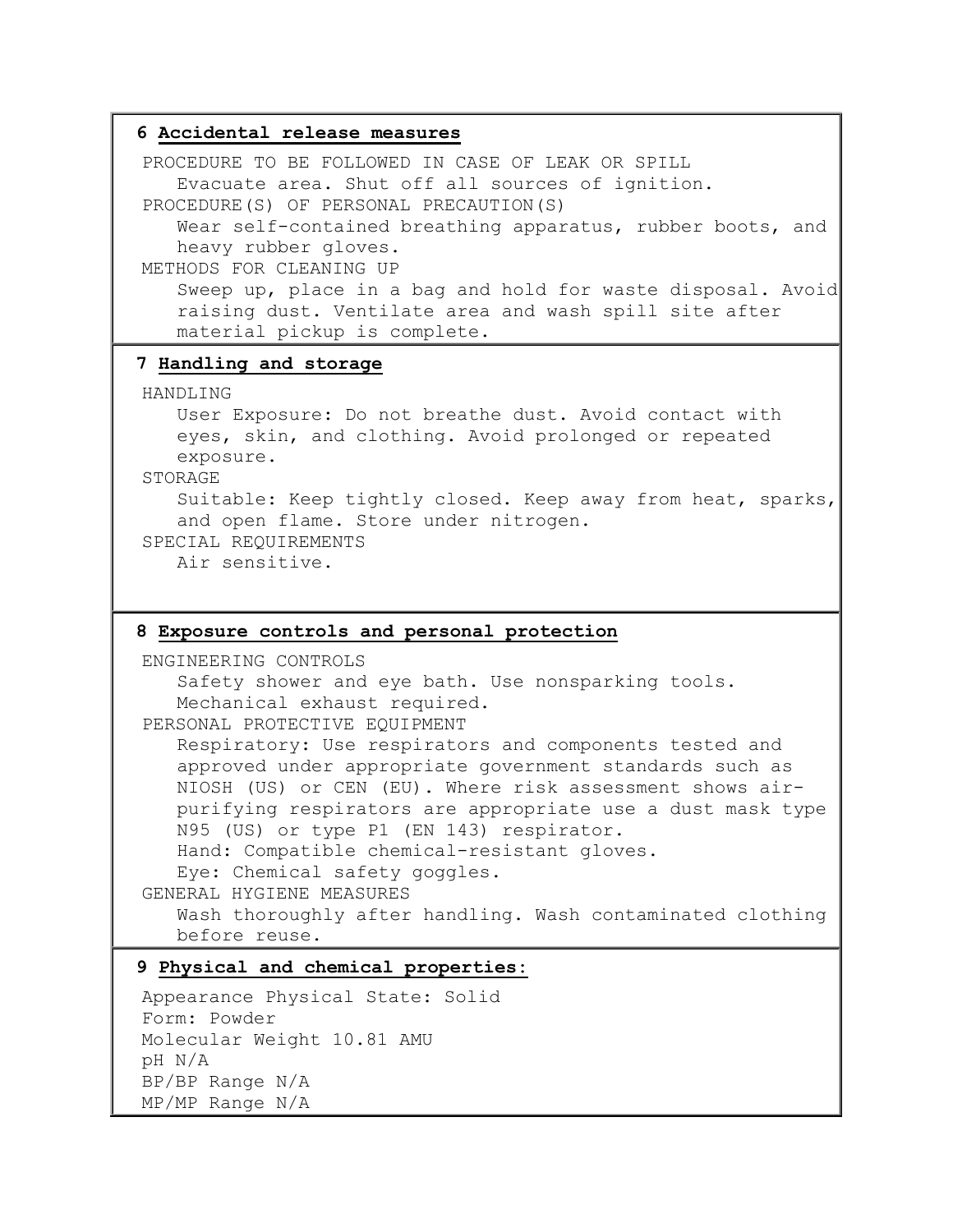## 6 Accidental release measures

PROCEDURE TO BE FOLLOWED IN CASE OF LEAK OR SPILL

Evacuate area. Shut off all sources of ignition.

PROCEDURE(S) OF PERSONAL PRECAUTION(S)

Wear self-contained breathing apparatus, rubber boots, and heavy rubber gloves.

METHODS FOR CLEANING UP

Sweep up, place in a bag and hold for waste disposal. Avoid raising dust. Ventilate area and wash spill site after material pickup is complete.

## 7 Handling and storage

HANDLING

User Exposure: Do not breathe dust. Avoid contact with eyes, skin, and clothing. Avoid prolonged or repeated exposure.

STORAGE

Suitable: Keep tightly closed. Keep away from heat, sparks, and open flame. Store under nitrogen.

SPECIAL REQUIREMENTS

Air sensitive.

## 8 Exposure controls and personal protection

ENGINEERING CONTROLS

Safety shower and eye bath. Use nonsparking tools. Mechanical exhaust required.

PERSONAL PROTECTIVE EQUIPMENT

Respiratory: Use respirators and components tested and approved under appropriate government standards such as NIOSH (US) or CEN (EU). Where risk assessment shows air-purifying respirators are appropriate use a dust mask type N95 (US) or type P1 (EN 143) respirator.

Hand: Compatible chemical-resistant gloves.

Eye: Chemical safety goggles.

GENERAL HYGIENE MEASURES

Wash thoroughly after handling. Wash contaminated clothing before reuse.

## 9 Physical and chemical properties:

Appearance Physical State: Solid

Form: Powder

Molecular Weight 10.81 AMU

pH N/A

BP/BP Range N/A

MP/MP Range N/A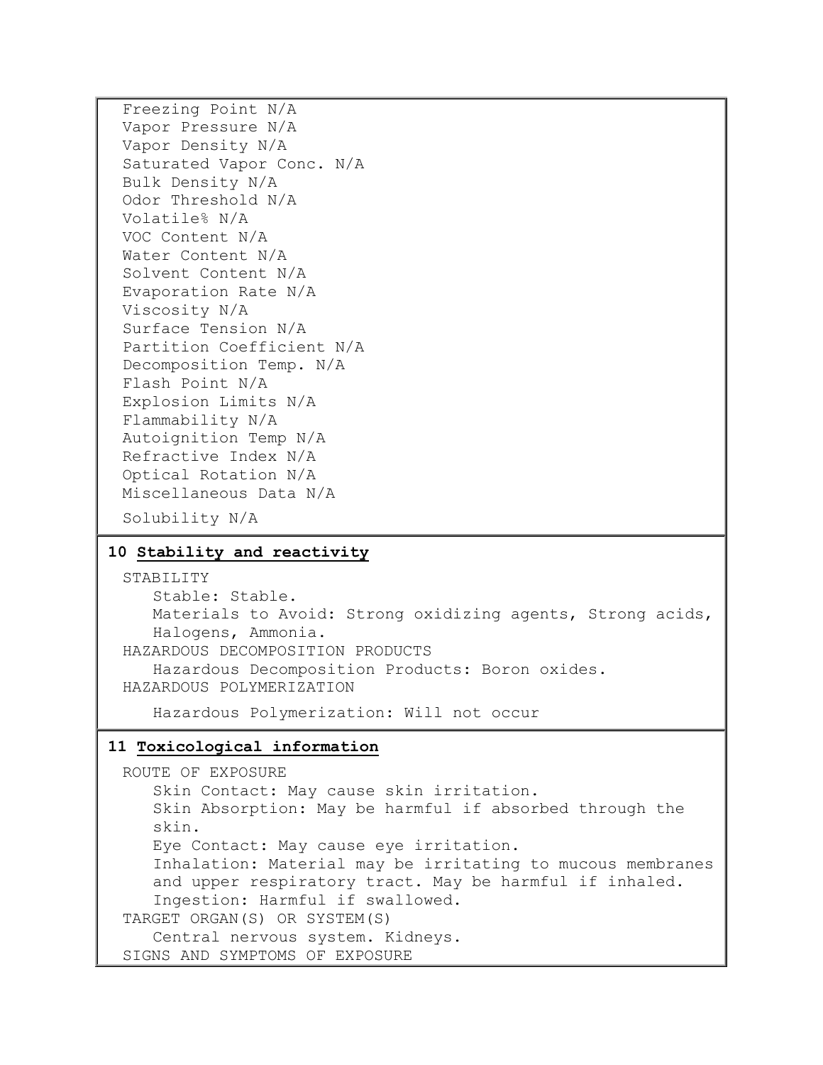Freezing Point N/A
Vapor Pressure N/A
Vapor Density N/A
Saturated Vapor Conc. N/A
Bulk Density N/A
Odor Threshold N/A
Volatile% N/A
VOC Content N/A
Water Content N/A
Solvent Content N/A
Evaporation Rate N/A
Viscosity N/A
Surface Tension N/A
Partition Coefficient N/A
Decomposition Temp. N/A
Flash Point N/A
Explosion Limits N/A
Flammability N/A
Autoignition Temp N/A
Refractive Index N/A
Optical Rotation N/A
Miscellaneous Data N/A

Solubility N/A

## 10 Stability and reactivity

STABILITY

Stable: Stable.

Materials to Avoid: Strong oxidizing agents, Strong acids, Halogens, Ammonia.

HAZARDOUS DECOMPOSITION PRODUCTS

Hazardous Decomposition Products: Boron oxides.

HAZARDOUS POLYMERIZATION

Hazardous Polymerization: Will not occur

## 11 Toxicological information

ROUTE OF EXPOSURE

Skin Contact: May cause skin irritation.

Skin Absorption: May be harmful if absorbed through the skin.

Eye Contact: May cause eye irritation.

Inhalation: Material may be irritating to mucous membranes and upper respiratory tract. May be harmful if inhaled.

Ingestion: Harmful if swallowed.

TARGET ORGAN(S) OR SYSTEM(S)

Central nervous system. Kidneys.

SIGNS AND SYMPTOMS OF EXPOSURE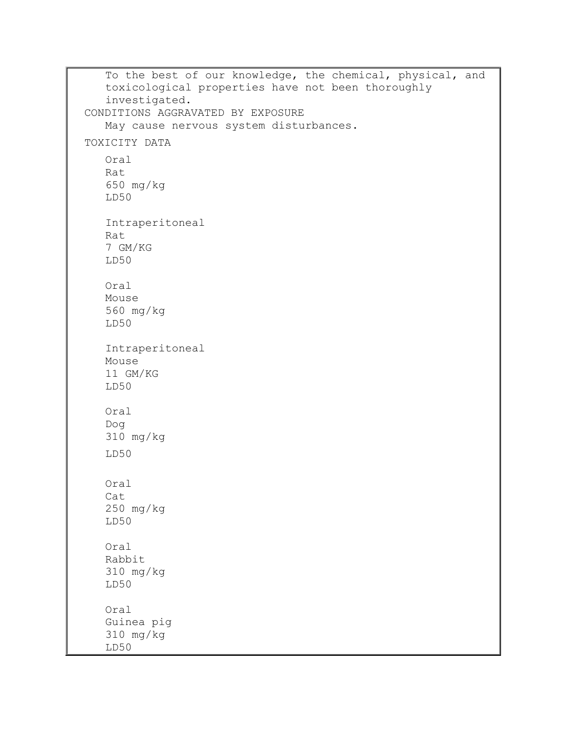To the best of our knowledge, the chemical, physical, and toxicological properties have not been thoroughly investigated.

CONDITIONS AGGRAVATED BY EXPOSURE

May cause nervous system disturbances.

TOXICITY DATA

Oral
Rat
650 mg/kg
LD50

Intraperitoneal
Rat
7 GM/KG
LD50

Oral
Mouse
560 mg/kg
LD50

Intraperitoneal
Mouse
11 GM/KG
LD50

Oral
Dog
310 mg/kg
LD50

Oral
Cat
250 mg/kg
LD50

Oral
Rabbit
310 mg/kg
LD50

Oral
Guinea pig
310 mg/kg
LD50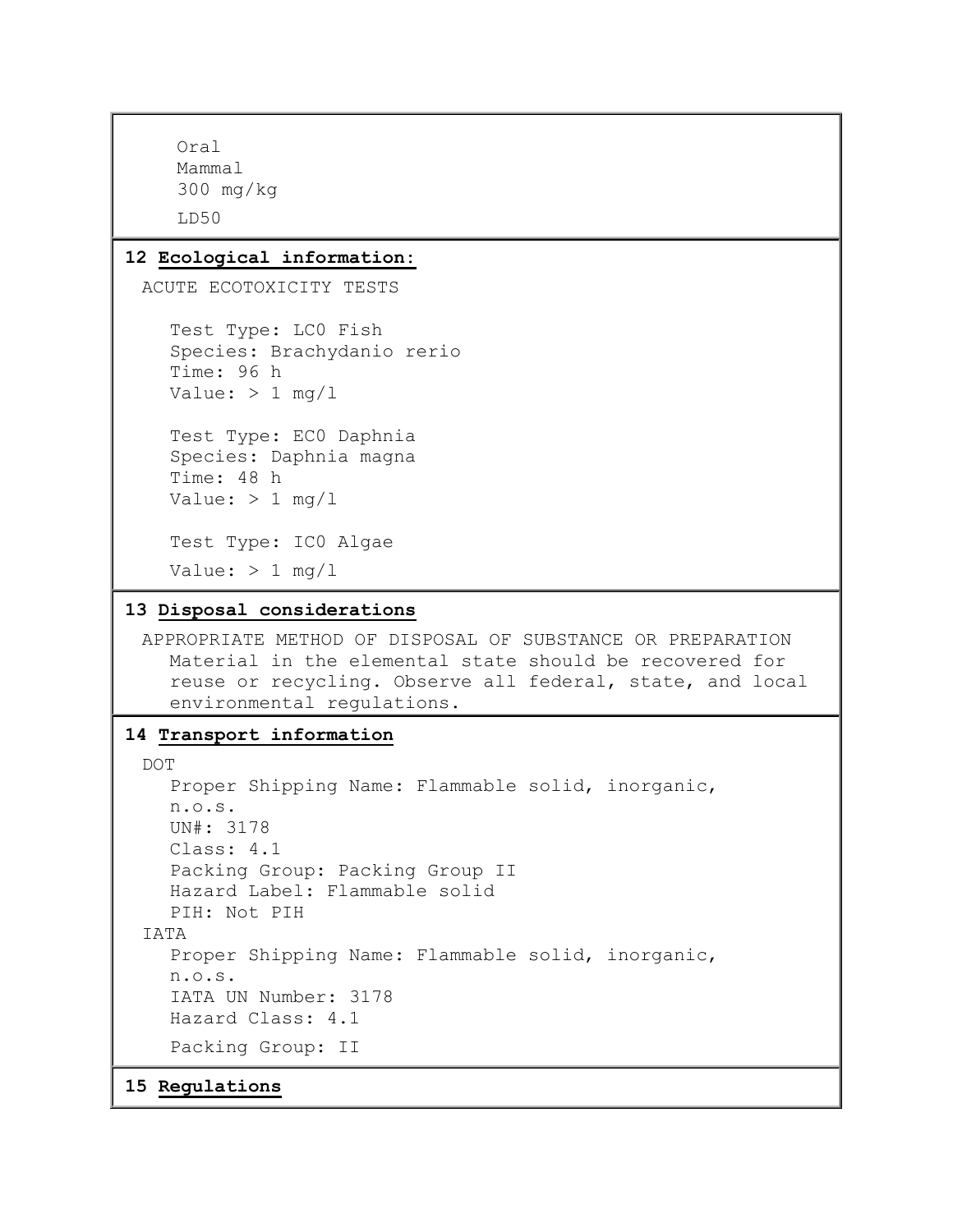Oral
Mammal
300 mg/kg
LD50

## 12 Ecological information:

ACUTE ECOTOXICITY TESTS

Test Type: LC0 Fish
Species: Brachydanio rerio
Time: 96 h
Value: > 1 mg/l

Test Type: EC0 Daphnia
Species: Daphnia magna
Time: 48 h
Value: > 1 mg/l

Test Type: IC0 Algae
Value: > 1 mg/l

## 13 Disposal considerations

APPROPRIATE METHOD OF DISPOSAL OF SUBSTANCE OR PREPARATION
Material in the elemental state should be recovered for reuse or recycling. Observe all federal, state, and local environmental regulations.

## 14 Transport information

DOT
Proper Shipping Name: Flammable solid, inorganic, n.o.s.
UN#: 3178
Class: 4.1
Packing Group: Packing Group II
Hazard Label: Flammable solid
PIH: Not PIH

IATA
Proper Shipping Name: Flammable solid, inorganic, n.o.s.
IATA UN Number: 3178
Hazard Class: 4.1
Packing Group: II

## 15 Regulations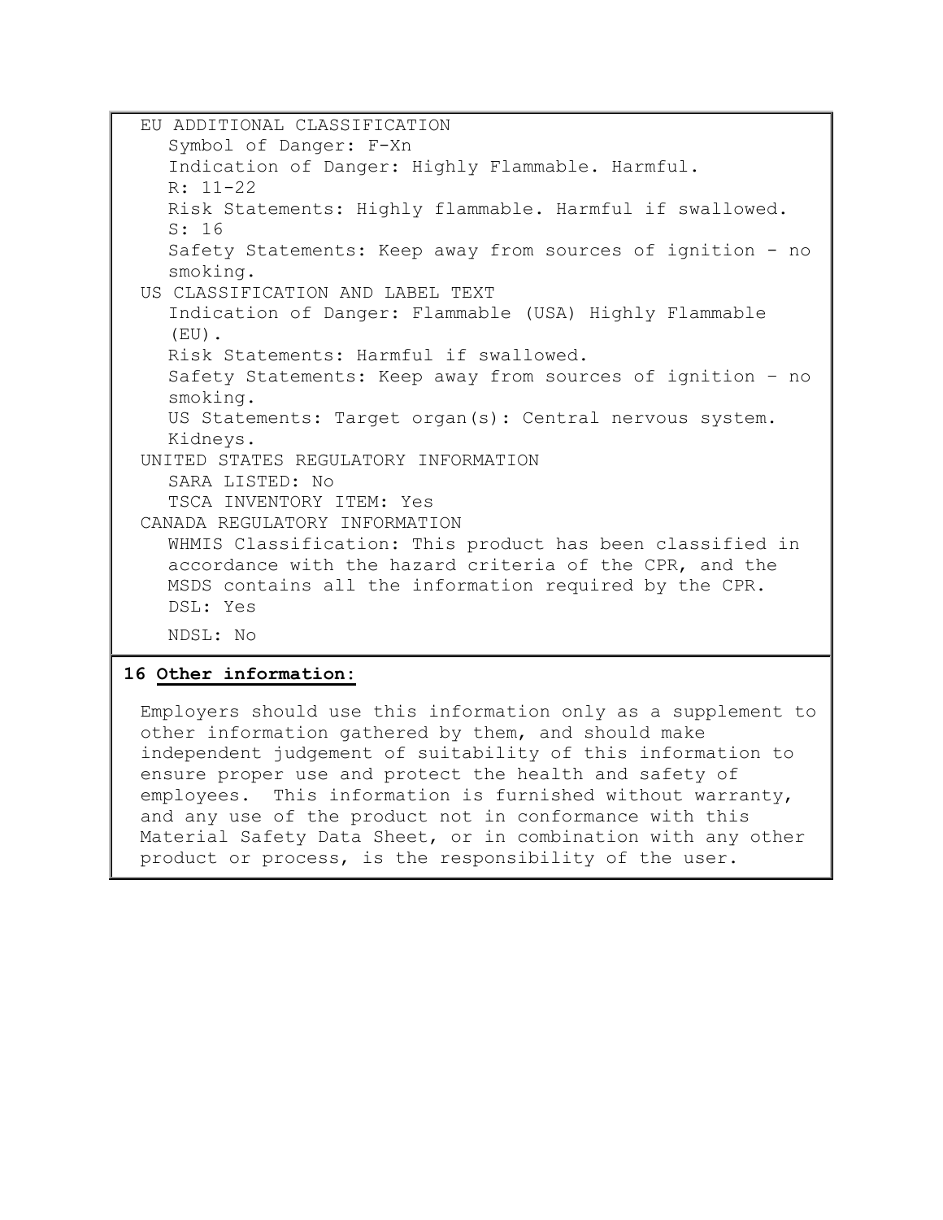EU ADDITIONAL CLASSIFICATION

Symbol of Danger: F-Xn

Indication of Danger: Highly Flammable. Harmful.

R: 11-22

Risk Statements: Highly flammable. Harmful if swallowed.

S: 16

Safety Statements: Keep away from sources of ignition - no smoking.

US CLASSIFICATION AND LABEL TEXT

Indication of Danger: Flammable (USA) Highly Flammable (EU).

Risk Statements: Harmful if swallowed.

Safety Statements: Keep away from sources of ignition – no smoking.

US Statements: Target organ(s): Central nervous system. Kidneys.

UNITED STATES REGULATORY INFORMATION

SARA LISTED: No

TSCA INVENTORY ITEM: Yes

CANADA REGULATORY INFORMATION

WHMIS Classification: This product has been classified in accordance with the hazard criteria of the CPR, and the MSDS contains all the information required by the CPR.

DSL: Yes

NDSL: No

## 16 Other information:

Employers should use this information only as a supplement to other information gathered by them, and should make independent judgement of suitability of this information to ensure proper use and protect the health and safety of employees. This information is furnished without warranty, and any use of the product not in conformance with this Material Safety Data Sheet, or in combination with any other product or process, is the responsibility of the user.